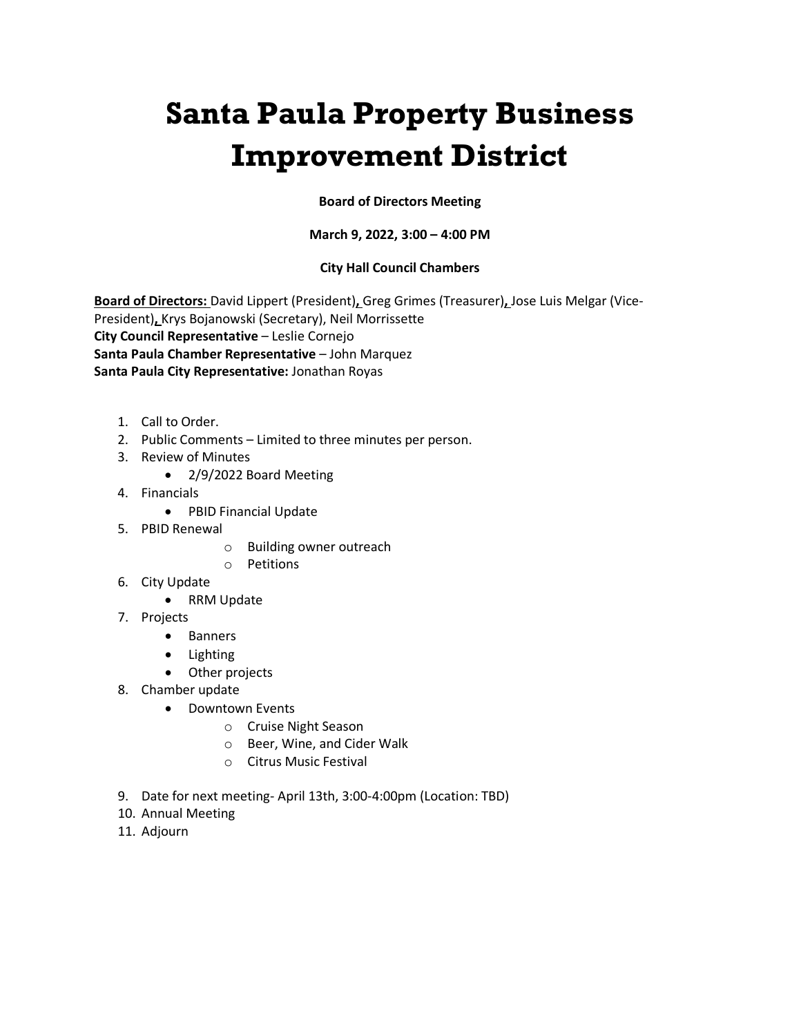# Santa Paula Property Business Improvement District

**Board of Directors Meeting**

**March 9, 2022, 3:00 – 4:00 PM**

**City Hall Council Chambers**

**Board of Directors:** David Lippert (President), Greg Grimes (Treasurer), Jose Luis Melgar (Vice-President), Krys Bojanowski (Secretary), Neil Morrissette
**City Council Representative** – Leslie Cornejo
**Santa Paula Chamber Representative** – John Marquez
**Santa Paula City Representative:** Jonathan Royas

1. Call to Order.
2. Public Comments – Limited to three minutes per person.
3. Review of Minutes
    - 2/9/2022 Board Meeting
4. Financials
    - PBID Financial Update
5. PBID Renewal
    - Building owner outreach
    - Petitions
6. City Update
    - RRM Update
7. Projects
    - Banners
    - Lighting
    - Other projects
8. Chamber update
    - Downtown Events
        - Cruise Night Season
        - Beer, Wine, and Cider Walk
        - Citrus Music Festival
9. Date for next meeting- April 13th, 3:00-4:00pm (Location: TBD)
10. Annual Meeting
11. Adjourn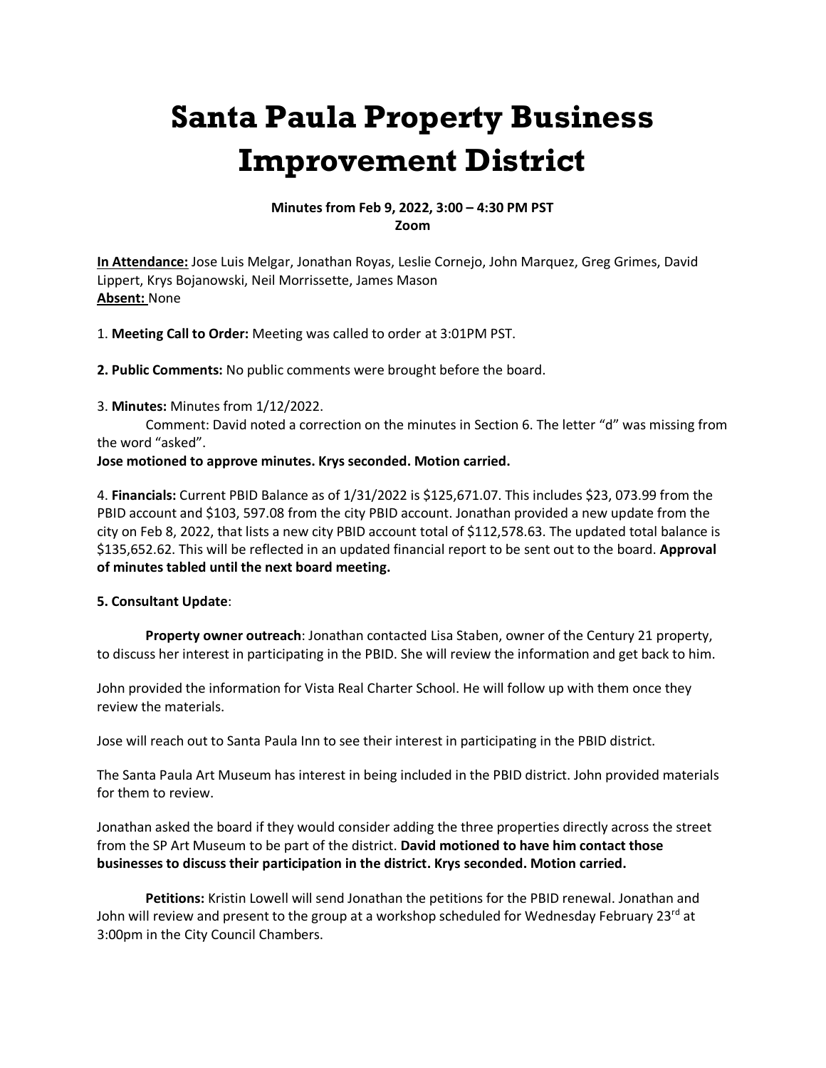# Santa Paula Property Business Improvement District

**Minutes from Feb 9, 2022, 3:00 – 4:30 PM PST**
**Zoom**

**In Attendance:** Jose Luis Melgar, Jonathan Royas, Leslie Cornejo, John Marquez, Greg Grimes, David Lippert, Krys Bojanowski, Neil Morrissette, James Mason
**Absent:** None

1. **Meeting Call to Order:** Meeting was called to order at 3:01PM PST.

**2. Public Comments:** No public comments were brought before the board.

3. **Minutes:** Minutes from 1/12/2022.

Comment: David noted a correction on the minutes in Section 6. The letter "d" was missing from the word "asked".

**Jose motioned to approve minutes. Krys seconded. Motion carried.**

4. **Financials:** Current PBID Balance as of 1/31/2022 is $125,671.07. This includes $23, 073.99 from the PBID account and $103, 597.08 from the city PBID account. Jonathan provided a new update from the city on Feb 8, 2022, that lists a new city PBID account total of $112,578.63. The updated total balance is $135,652.62. This will be reflected in an updated financial report to be sent out to the board. **Approval of minutes tabled until the next board meeting.**

**5. Consultant Update**:

**Property owner outreach**: Jonathan contacted Lisa Staben, owner of the Century 21 property, to discuss her interest in participating in the PBID. She will review the information and get back to him.

John provided the information for Vista Real Charter School. He will follow up with them once they review the materials.

Jose will reach out to Santa Paula Inn to see their interest in participating in the PBID district.

The Santa Paula Art Museum has interest in being included in the PBID district. John provided materials for them to review.

Jonathan asked the board if they would consider adding the three properties directly across the street from the SP Art Museum to be part of the district. **David motioned to have him contact those businesses to discuss their participation in the district. Krys seconded. Motion carried.**

**Petitions:** Kristin Lowell will send Jonathan the petitions for the PBID renewal. Jonathan and John will review and present to the group at a workshop scheduled for Wednesday February 23rd at 3:00pm in the City Council Chambers.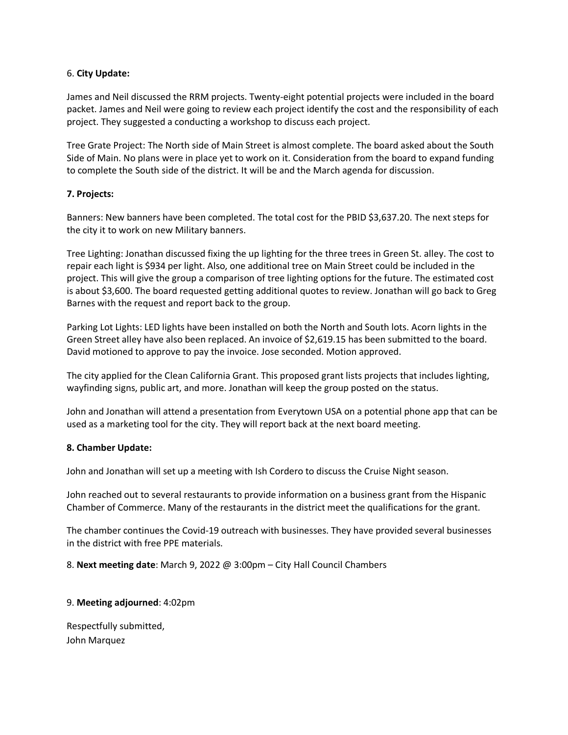6. **City Update:**

James and Neil discussed the RRM projects. Twenty-eight potential projects were included in the board packet. James and Neil were going to review each project identify the cost and the responsibility of each project. They suggested a conducting a workshop to discuss each project.

Tree Grate Project: The North side of Main Street is almost complete. The board asked about the South Side of Main. No plans were in place yet to work on it. Consideration from the board to expand funding to complete the South side of the district. It will be and the March agenda for discussion.

**7. Projects:**

Banners: New banners have been completed. The total cost for the PBID $3,637.20. The next steps for the city it to work on new Military banners.

Tree Lighting: Jonathan discussed fixing the up lighting for the three trees in Green St. alley. The cost to repair each light is $934 per light. Also, one additional tree on Main Street could be included in the project. This will give the group a comparison of tree lighting options for the future. The estimated cost is about $3,600. The board requested getting additional quotes to review. Jonathan will go back to Greg Barnes with the request and report back to the group.

Parking Lot Lights: LED lights have been installed on both the North and South lots. Acorn lights in the Green Street alley have also been replaced. An invoice of $2,619.15 has been submitted to the board. David motioned to approve to pay the invoice. Jose seconded. Motion approved.

The city applied for the Clean California Grant. This proposed grant lists projects that includes lighting, wayfinding signs, public art, and more. Jonathan will keep the group posted on the status.

John and Jonathan will attend a presentation from Everytown USA on a potential phone app that can be used as a marketing tool for the city. They will report back at the next board meeting.

**8. Chamber Update:**

John and Jonathan will set up a meeting with Ish Cordero to discuss the Cruise Night season.

John reached out to several restaurants to provide information on a business grant from the Hispanic Chamber of Commerce. Many of the restaurants in the district meet the qualifications for the grant.

The chamber continues the Covid-19 outreach with businesses. They have provided several businesses in the district with free PPE materials.

8. **Next meeting date**: March 9, 2022 @ 3:00pm – City Hall Council Chambers

9. **Meeting adjourned**: 4:02pm

Respectfully submitted,
John Marquez